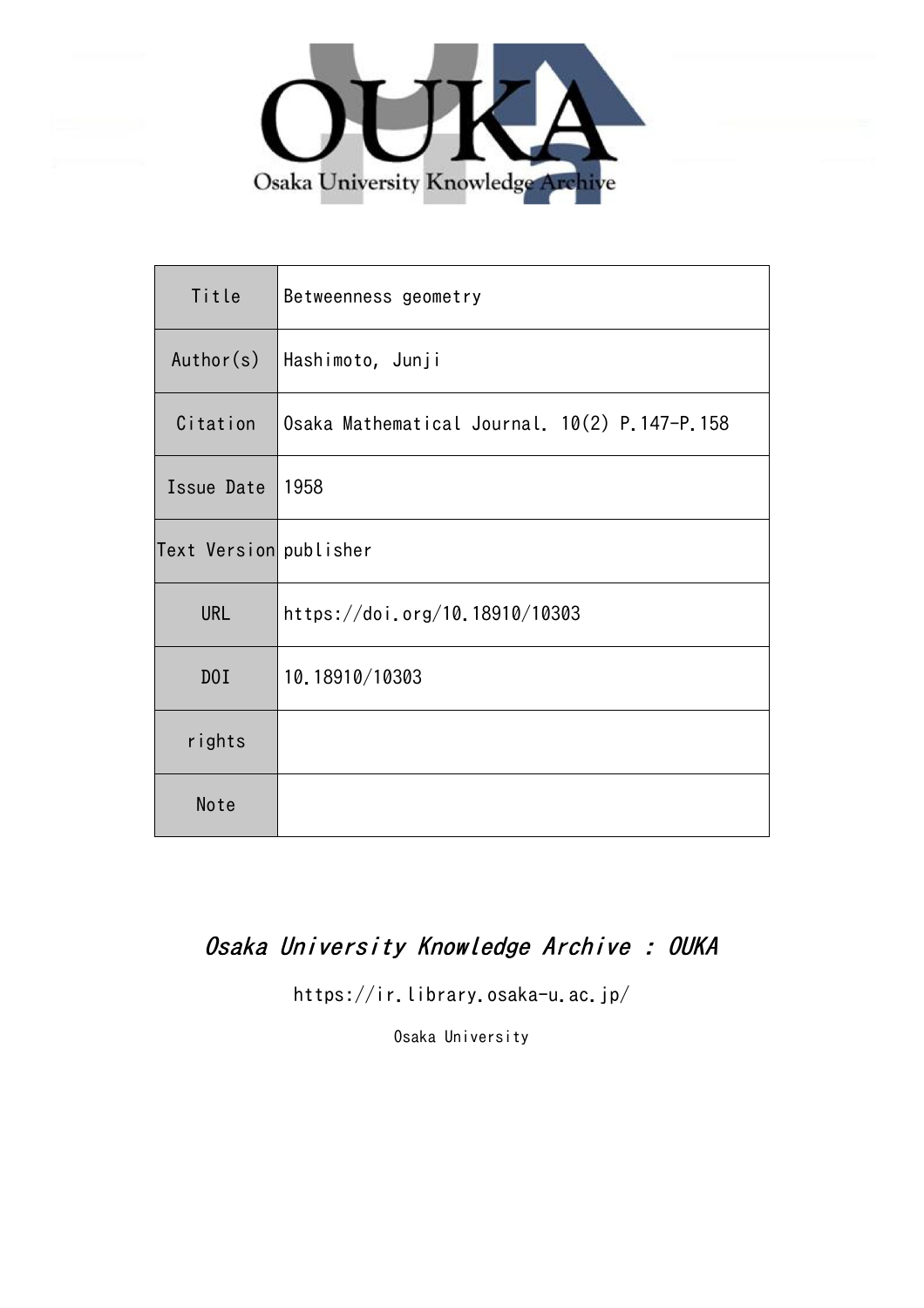Osaka University Knowledge Archive

| Title | Betweenness geometry |
| --- | --- |
| Author(s) | Hashimoto, Junji |
| Citation | Osaka Mathematical Journal. 10(2) P.147-P.158 |
| Issue Date | 1958 |
| Text Version | publisher |
| URL | https://doi.org/10.18910/10303 |
| DOI | 10.18910/10303 |
| rights | |
| Note | |

*Osaka University Knowledge Archive : OUKA*

https://ir.library.osaka-u.ac.jp/

Osaka University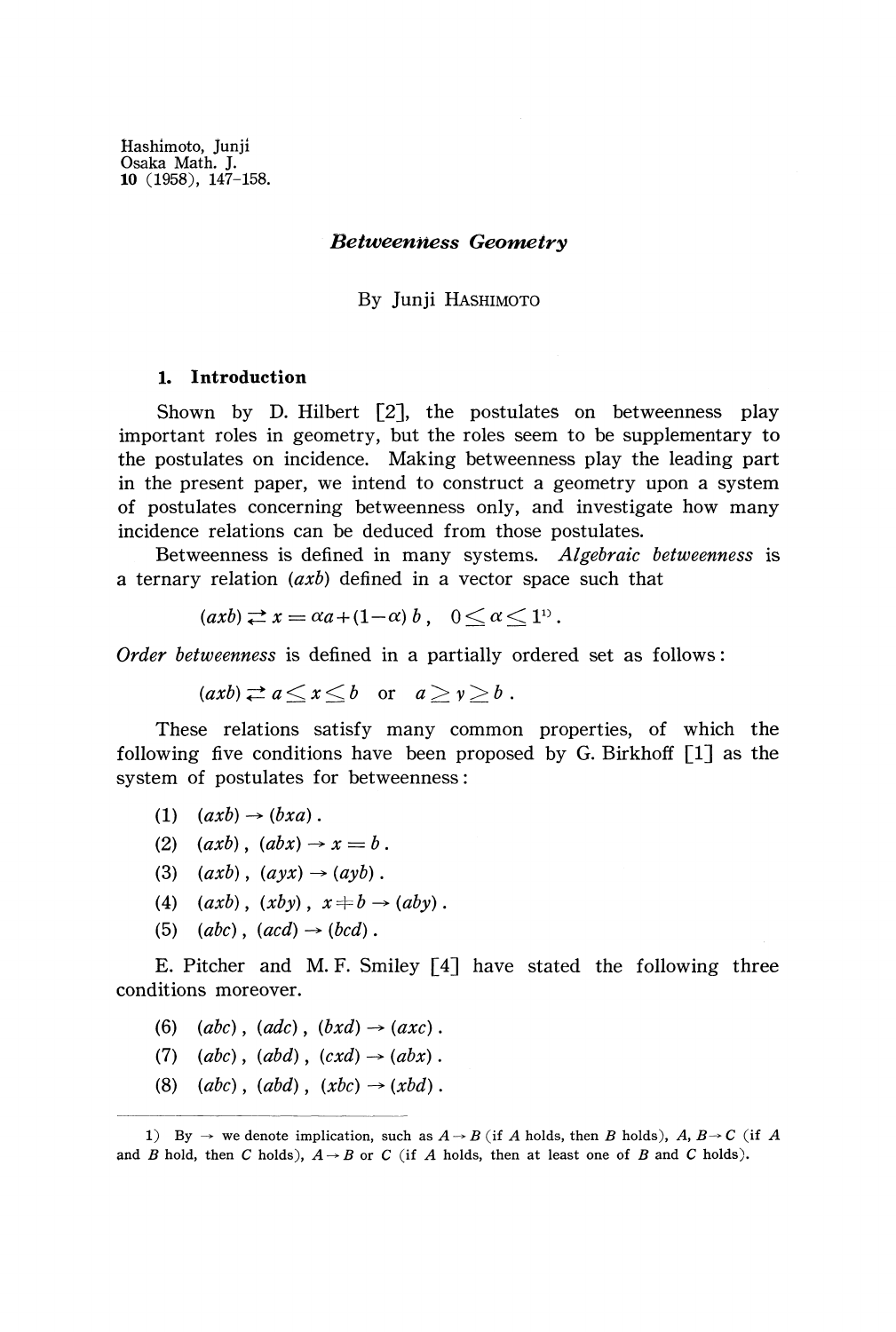Hashimoto, Junji
Osaka Math. J.
10 (1958), 147-158.

# *Betweenness Geometry*

By Junji HASHIMOTO

## 1. Introduction

Shown by D. Hilbert [2], the postulates on betweenness play important roles in geometry, but the roles seem to be supplementary to the postulates on incidence. Making betweenness play the leading part in the present paper, we intend to construct a geometry upon a system of postulates concerning betweenness only, and investigate how many incidence relations can be deduced from those postulates.

Betweenness is defined in many systems. *Algebraic betweenness* is a ternary relation $(axb)$ defined in a vector space such that

$$(axb) \rightleftarrows x = \alpha a + (1-\alpha) b, \quad 0 \leq \alpha \leq 1^{1)}.$$

*Order betweenness* is defined in a partially ordered set as follows:

$$(axb) \rightleftarrows a \leq x \leq b \quad \text{or} \quad a \geq v \geq b.$$

These relations satisfy many common properties, of which the following five conditions have been proposed by G. Birkhoff [1] as the system of postulates for betweenness:

(1) $(axb) \rightarrow (bxa)$.

(2) $(axb), (abx) \rightarrow x = b$.

(3) $(axb), (ayx) \rightarrow (ayb)$.

(4) $(axb), (xby), x \neq b \rightarrow (aby)$.

(5) $(abc), (acd) \rightarrow (bcd)$.

E. Pitcher and M. F. Smiley [4] have stated the following three conditions moreover.

(6) $(abc), (adc), (bxd) \rightarrow (axc)$.

(7) $(abc), (abd), (cxd) \rightarrow (abx)$.

(8) $(abc), (abd), (xbc) \rightarrow (xbd)$.

---

1) By $\rightarrow$ we denote implication, such as $A \rightarrow B$ (if $A$ holds, then $B$ holds), $A, B \rightarrow C$ (if $A$ and $B$ hold, then $C$ holds), $A \rightarrow B$ or $C$ (if $A$ holds, then at least one of $B$ and $C$ holds).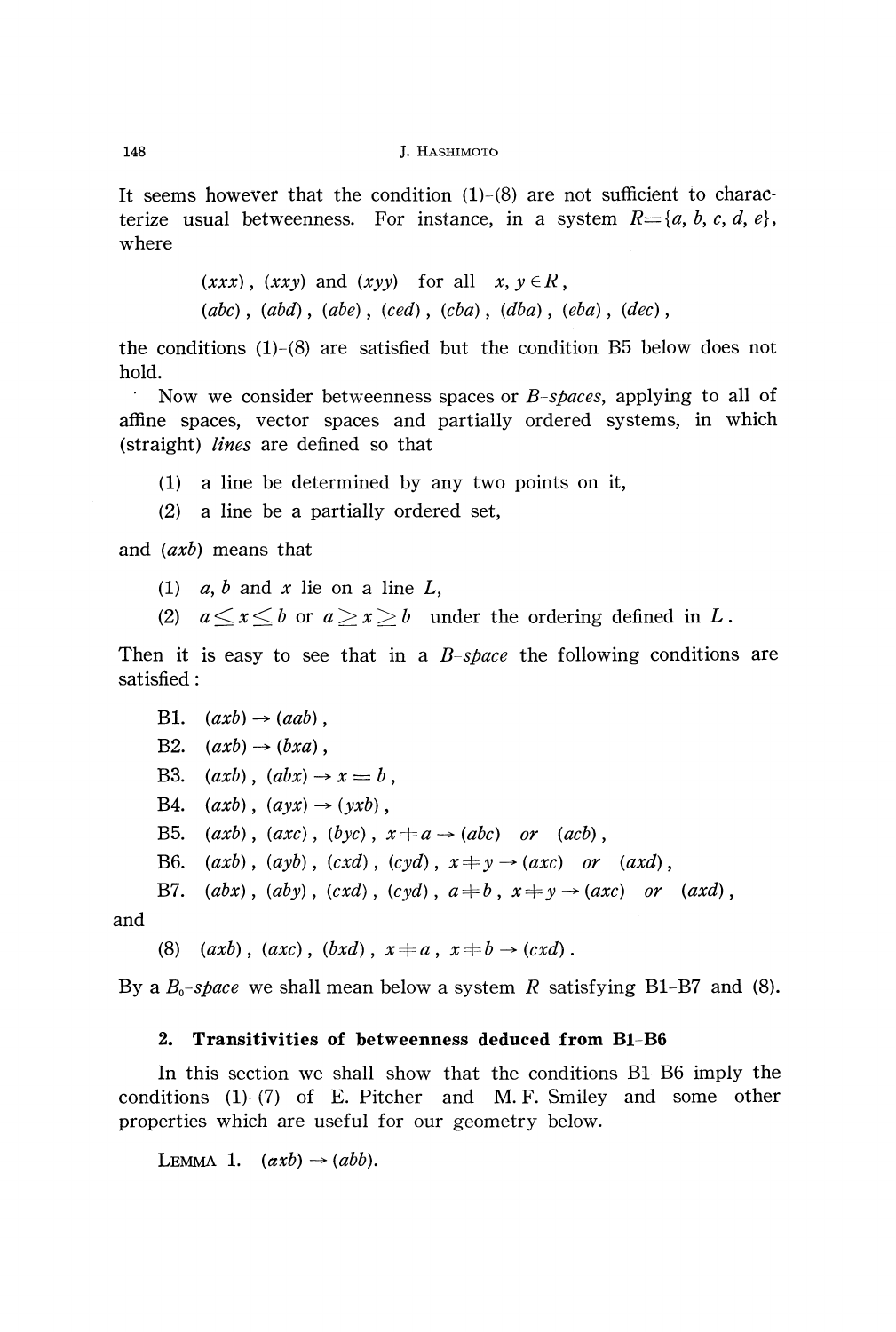It seems however that the condition (1)-(8) are not sufficient to characterize usual betweenness. For instance, in a system $R=\{a, b, c, d, e\}$, where

$$(xxx),\ (xxy) \text{ and } (xyy) \quad \text{for all} \quad x, y \in R,$$
$$(abc),\ (abd),\ (abe),\ (ced),\ (cba),\ (dba),\ (eba),\ (dec),$$

the conditions (1)-(8) are satisfied but the condition B5 below does not hold.

Now we consider betweenness spaces or *B-spaces*, applying to all of affine spaces, vector spaces and partially ordered systems, in which (straight) *lines* are defined so that

(1) a line be determined by any two points on it,

(2) a line be a partially ordered set,

and $(axb)$ means that

(1) $a$, $b$ and $x$ lie on a line $L$,

(2) $a \leq x \leq b$ or $a \geq x \geq b$ under the ordering defined in $L$.

Then it is easy to see that in a *B-space* the following conditions are satisfied:

B1. $(axb) \rightarrow (aab)$,

B2. $(axb) \rightarrow (bxa)$,

B3. $(axb),\ (abx) \rightarrow x = b$,

B4. $(axb),\ (ayx) \rightarrow (yxb)$,

B5. $(axb),\ (axc),\ (byc),\ x \neq a \rightarrow (abc)$ *or* $(acb)$,

B6. $(axb),\ (ayb),\ (cxd),\ (cyd),\ x \neq y \rightarrow (axc)$ *or* $(axd)$,

B7. $(abx),\ (aby),\ (cxd),\ (cyd),\ a \neq b,\ x \neq y \rightarrow (axc)$ *or* $(axd)$,

and

(8) $(axb),\ (axc),\ (bxd),\ x \neq a,\ x \neq b \rightarrow (cxd)$.

By a *$B_0$-space* we shall mean below a system $R$ satisfying B1-B7 and (8).

## 2. Transitivities of betweenness deduced from B1-B6

In this section we shall show that the conditions B1-B6 imply the conditions (1)-(7) of E. Pitcher and M. F. Smiley and some other properties which are useful for our geometry below.

LEMMA 1. $(axb) \rightarrow (abb)$.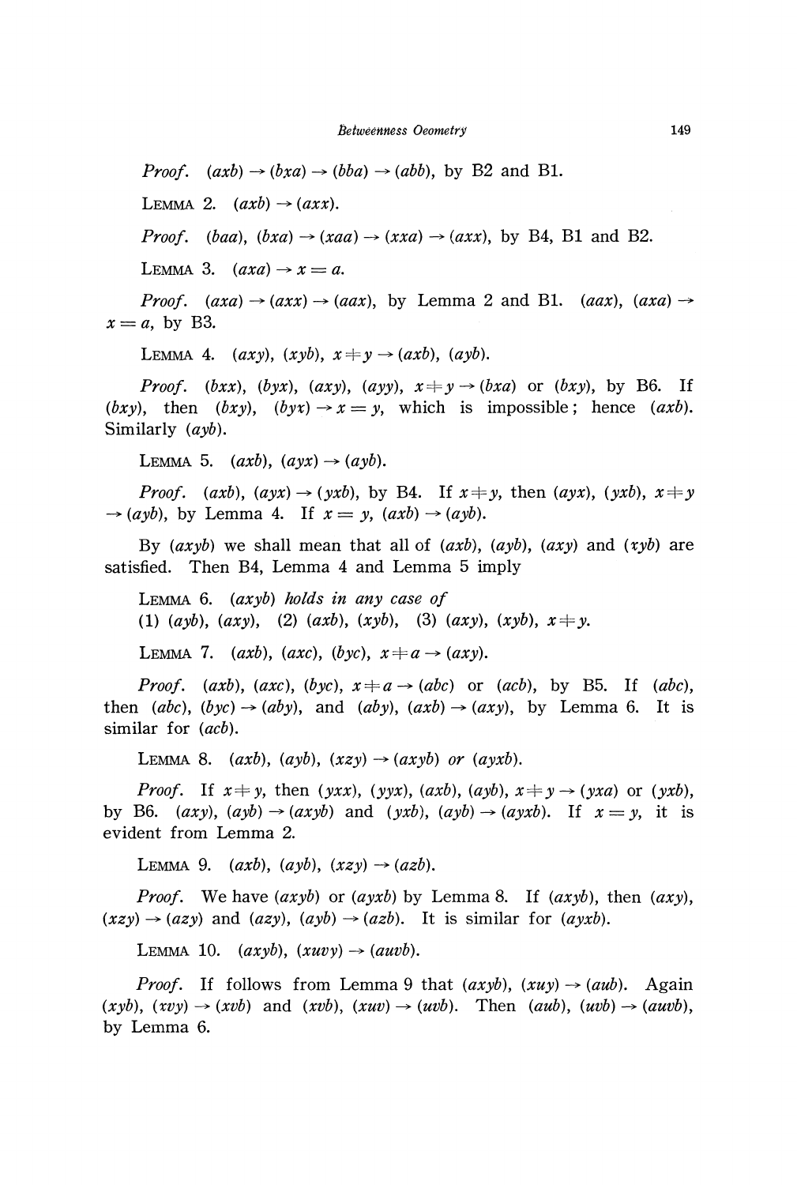*Proof.* $(axb) \to (bxa) \to (bba) \to (abb)$, by B2 and B1.

LEMMA 2. $(axb) \to (axx)$.

*Proof.* $(baa)$, $(bxa) \to (xaa) \to (xxa) \to (axx)$, by B4, B1 and B2.

LEMMA 3. $(axa) \to x = a$.

*Proof.* $(axa) \to (axx) \to (aax)$, by Lemma 2 and B1. $(aax)$, $(axa) \to x = a$, by B3.

LEMMA 4. $(axy)$, $(xyb)$, $x \neq y \to (axb)$, $(ayb)$.

*Proof.* $(bxx)$, $(byx)$, $(axy)$, $(ayy)$, $x \neq y \to (bxa)$ or $(bxy)$, by B6. If $(bxy)$, then $(bxy)$, $(byx) \to x = y$, which is impossible; hence $(axb)$. Similarly $(ayb)$.

LEMMA 5. $(axb)$, $(ayx) \to (ayb)$.

*Proof.* $(axb)$, $(ayx) \to (yxb)$, by B4. If $x \neq y$, then $(ayx)$, $(yxb)$, $x \neq y \to (ayb)$, by Lemma 4. If $x = y$, $(axb) \to (ayb)$.

By $(axyb)$ we shall mean that all of $(axb)$, $(ayb)$, $(axy)$ and $(xyb)$ are satisfied. Then B4, Lemma 4 and Lemma 5 imply

LEMMA 6. *$(axyb)$ holds in any case of*
(1) $(ayb)$, $(axy)$, (2) $(axb)$, $(xyb)$, (3) $(axy)$, $(xyb)$, $x \neq y$.

LEMMA 7. $(axb)$, $(axc)$, $(byc)$, $x \neq a \to (axy)$.

*Proof.* $(axb)$, $(axc)$, $(byc)$, $x \neq a \to (abc)$ or $(acb)$, by B5. If $(abc)$, then $(abc)$, $(byc) \to (aby)$, and $(aby)$, $(axb) \to (axy)$, by Lemma 6. It is similar for $(acb)$.

LEMMA 8. $(axb)$, $(ayb)$, $(xzy) \to (axyb)$ *or* $(ayxb)$.

*Proof.* If $x \neq y$, then $(yxx)$, $(yyx)$, $(axb)$, $(ayb)$, $x \neq y \to (yxa)$ or $(yxb)$, by B6. $(axy)$, $(ayb) \to (axyb)$ and $(yxb)$, $(ayb) \to (ayxb)$. If $x = y$, it is evident from Lemma 2.

LEMMA 9. $(axb)$, $(ayb)$, $(xzy) \to (azb)$.

*Proof.* We have $(axyb)$ or $(ayxb)$ by Lemma 8. If $(axyb)$, then $(axy)$, $(xzy) \to (azy)$ and $(azy)$, $(ayb) \to (azb)$. It is similar for $(ayxb)$.

LEMMA 10. $(axyb)$, $(xuvy) \to (auvb)$.

*Proof.* If follows from Lemma 9 that $(axyb)$, $(xuy) \to (aub)$. Again $(xyb)$, $(xvy) \to (xvb)$ and $(xvb)$, $(xuv) \to (uvb)$. Then $(aub)$, $(uvb) \to (auvb)$, by Lemma 6.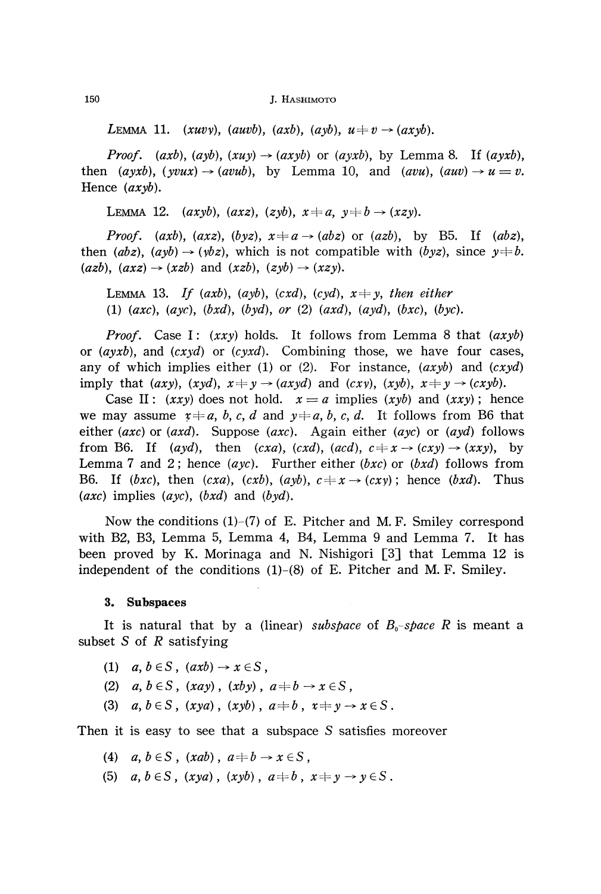LEMMA 11. $(xuvv)$, $(auvb)$, $(axb)$, $(ayb)$, $u \neq v \rightarrow (axyb)$.

*Proof.* $(axb)$, $(ayb)$, $(xuy) \rightarrow (axyb)$ or $(ayxb)$, by Lemma 8. If $(ayxb)$, then $(ayxb)$, $(yvux) \rightarrow (avub)$, by Lemma 10, and $(avu)$, $(auv) \rightarrow u = v$. Hence $(axyb)$.

LEMMA 12. $(axyb)$, $(axz)$, $(zyb)$, $x \neq a$, $y \neq b \rightarrow (xzy)$.

*Proof.* $(axb)$, $(axz)$, $(byz)$, $x \neq a \rightarrow (abz)$ or $(azb)$, by B5. If $(abz)$, then $(abz)$, $(ayb) \rightarrow (ybz)$, which is not compatible with $(byz)$, since $y \neq b$. $(azb)$, $(axz) \rightarrow (xzb)$ and $(xzb)$, $(zyb) \rightarrow (xzy)$.

LEMMA 13. *If* $(axb)$, $(ayb)$, $(cxd)$, $(cyd)$, $x \neq y$, *then either*
(1) $(axc)$, $(ayc)$, $(bxd)$, $(byd)$, *or* (2) $(axd)$, $(ayd)$, $(bxc)$, $(byc)$.

*Proof.* Case I: $(xxy)$ holds. It follows from Lemma 8 that $(axyb)$ or $(ayxb)$, and $(cxyd)$ or $(cyxd)$. Combining those, we have four cases, any of which implies either (1) or (2). For instance, $(axyb)$ and $(cxyd)$ imply that $(axy)$, $(xyd)$, $x \neq y \rightarrow (axyd)$ and $(cxy)$, $(xyb)$, $x \neq y \rightarrow (cxyb)$.

Case II: $(xxy)$ does not hold. $x = a$ implies $(xyb)$ and $(xxy)$; hence we may assume $x \neq a, b, c, d$ and $y \neq a, b, c, d$. It follows from B6 that either $(axc)$ or $(axd)$. Suppose $(axc)$. Again either $(ayc)$ or $(ayd)$ follows from B6. If $(ayd)$, then $(cxa)$, $(cxd)$, $(acd)$, $c \neq x \rightarrow (cxy) \rightarrow (xxy)$, by Lemma 7 and 2; hence $(ayc)$. Further either $(bxc)$ or $(bxd)$ follows from B6. If $(bxc)$, then $(cxa)$, $(cxb)$, $(ayb)$, $c \neq x \rightarrow (cxy)$; hence $(bxd)$. Thus $(axc)$ implies $(ayc)$, $(bxd)$ and $(byd)$.

Now the conditions (1)-(7) of E. Pitcher and M. F. Smiley correspond with B2, B3, Lemma 5, Lemma 4, B4, Lemma 9 and Lemma 7. It has been proved by K. Morinaga and N. Nishigori [3] that Lemma 12 is independent of the conditions (1)-(8) of E. Pitcher and M. F. Smiley.

### 3. Subspaces

It is natural that by a (linear) *subspace* of $B_0$-*space* $R$ is meant a subset $S$ of $R$ satisfying

(1) $a, b \in S$, $(axb) \rightarrow x \in S$,
(2) $a, b \in S$, $(xay)$, $(xby)$, $a \neq b \rightarrow x \in S$,
(3) $a, b \in S$, $(xya)$, $(xyb)$, $a \neq b$, $x \neq y \rightarrow x \in S$.

Then it is easy to see that a subspace $S$ satisfies moreover

(4) $a, b \in S$, $(xab)$, $a \neq b \rightarrow x \in S$,
(5) $a, b \in S$, $(xya)$, $(xyb)$, $a \neq b$, $x \neq y \rightarrow y \in S$.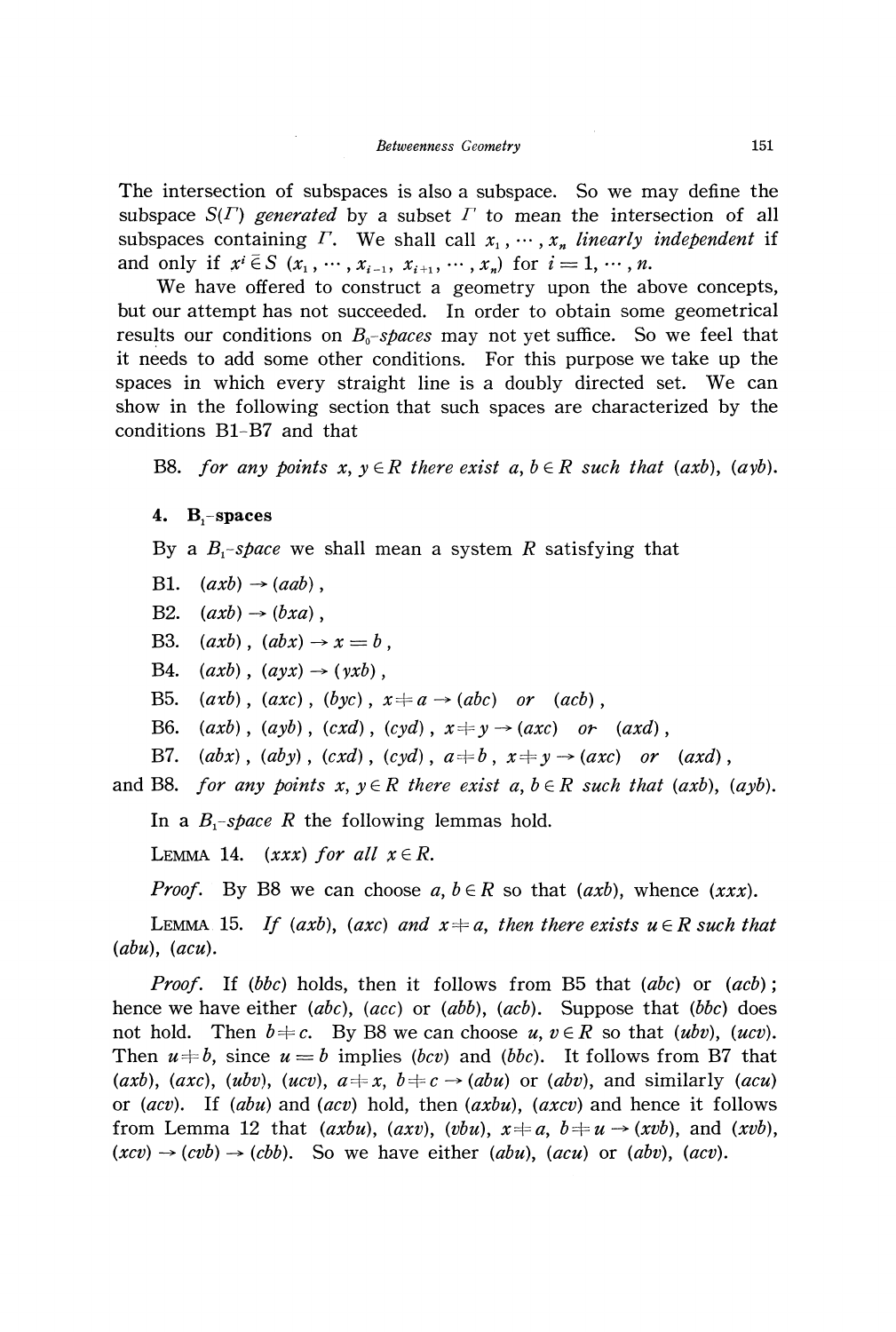The intersection of subspaces is also a subspace. So we may define the subspace $S(\Gamma)$ *generated* by a subset $\Gamma$ to mean the intersection of all subspaces containing $\Gamma$. We shall call $x_1, \cdots, x_n$ *linearly independent* if and only if $x^i \bar{\in} S(x_1, \cdots, x_{i-1}, x_{i+1}, \cdots, x_n)$ for $i = 1, \cdots, n$.

We have offered to construct a geometry upon the above concepts, but our attempt has not succeeded. In order to obtain some geometrical results our conditions on $B_0$-*spaces* may not yet suffice. So we feel that it needs to add some other conditions. For this purpose we take up the spaces in which every straight line is a doubly directed set. We can show in the following section that such spaces are characterized by the conditions B1-B7 and that

B8. *for any points* $x, y \in R$ *there exist* $a, b \in R$ *such that* $(axb)$, $(ayb)$.

## 4. $B_1$-spaces

By a $B_1$-*space* we shall mean a system $R$ satisfying that

B1. $(axb) \rightarrow (aab)$,

B2. $(axb) \rightarrow (bxa)$,

B3. $(axb)$, $(abx) \rightarrow x = b$,

B4. $(axb)$, $(ayx) \rightarrow (yxb)$,

B5. $(axb)$, $(axc)$, $(byc)$, $x \neq a \rightarrow (abc)$ or $(acb)$,

B6. $(axb)$, $(ayb)$, $(cxd)$, $(cyd)$, $x \neq y \rightarrow (axc)$ or $(axd)$,

B7. $(abx)$, $(aby)$, $(cxd)$, $(cyd)$, $a \neq b$, $x \neq y \rightarrow (axc)$ or $(axd)$,

and B8. *for any points* $x, y \in R$ *there exist* $a, b \in R$ *such that* $(axb)$, $(ayb)$.

In a $B_1$-*space* $R$ the following lemmas hold.

LEMMA 14. $(xxx)$ *for all* $x \in R$.

*Proof.* By B8 we can choose $a, b \in R$ so that $(axb)$, whence $(xxx)$.

LEMMA 15. *If* $(axb)$, $(axc)$ *and* $x \neq a$, *then there exists* $u \in R$ *such that* $(abu)$, $(acu)$.

*Proof.* If $(bbc)$ holds, then it follows from B5 that $(abc)$ or $(acb)$; hence we have either $(abc)$, $(acc)$ or $(abb)$, $(acb)$. Suppose that $(bbc)$ does not hold. Then $b \neq c$. By B8 we can choose $u, v \in R$ so that $(ubv)$, $(ucv)$. Then $u \neq b$, since $u = b$ implies $(bcv)$ and $(bbc)$. It follows from B7 that $(axb)$, $(axc)$, $(ubv)$, $(ucv)$, $a \neq x$, $b \neq c \rightarrow (abu)$ or $(abv)$, and similarly $(acu)$ or $(acv)$. If $(abu)$ and $(acv)$ hold, then $(axbu)$, $(axcv)$ and hence it follows from Lemma 12 that $(axbu)$, $(axv)$, $(vbu)$, $x \neq a$, $b \neq u \rightarrow (xvb)$, and $(xvb)$, $(xcv) \rightarrow (cvb) \rightarrow (cbb)$. So we have either $(abu)$, $(acu)$ or $(abv)$, $(acv)$.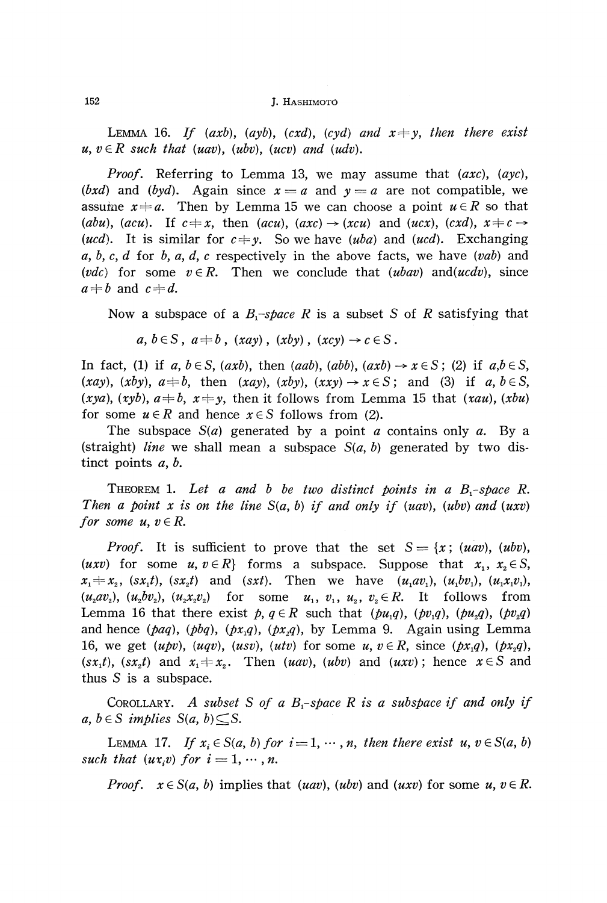**Lemma 16.** *If $(axb)$, $(ayb)$, $(cxd)$, $(cyd)$ and $x \neq y$, then there exist $u, v \in R$ such that $(uav)$, $(ubv)$, $(ucv)$ and $(udv)$.*

*Proof.* Referring to Lemma 13, we may assume that $(axc)$, $(ayc)$, $(bxd)$ and $(byd)$. Again since $x = a$ and $y = a$ are not compatible, we assume $x \neq a$. Then by Lemma 15 we can choose a point $u \in R$ so that $(abu)$, $(acu)$. If $c \neq x$, then $(acu)$, $(axc) \to (xcu)$ and $(ucx)$, $(cxd)$, $x \neq c \to (ucd)$. It is similar for $c \neq y$. So we have $(uba)$ and $(ucd)$. Exchanging $a, b, c, d$ for $b, a, d, c$ respectively in the above facts, we have $(vab)$ and $(vdc)$ for some $v \in R$. Then we conclude that $(ubav)$ and$(ucdv)$, since $a \neq b$ and $c \neq d$.

Now a subspace of a $B_1$-*space* $R$ is a subset $S$ of $R$ satisfying that

$$a, b \in S\,,\ a \neq b\,,\ (xay)\,,\ (xby)\,,\ (xcy) \to c \in S\,.$$

In fact, (1) if $a, b \in S$, $(axb)$, then $(aab)$, $(abb)$, $(axb) \to x \in S$; (2) if $a,b \in S$, $(xay)$, $(xby)$, $a \neq b$, then $(xay)$, $(xby)$, $(xxy) \to x \in S$; and (3) if $a, b \in S$, $(xya)$, $(xyb)$, $a \neq b$, $x \neq y$, then it follows from Lemma 15 that $(xau)$, $(xbu)$ for some $u \in R$ and hence $x \in S$ follows from (2).

The subspace $S(a)$ generated by a point $a$ contains only $a$. By a (straight) *line* we shall mean a subspace $S(a, b)$ generated by two distinct points $a$, $b$.

**Theorem 1.** *Let $a$ and $b$ be two distinct points in a $B_1$-space $R$. Then a point $x$ is on the line $S(a, b)$ if and only if $(uav)$, $(ubv)$ and $(uxv)$ for some $u, v \in R$.*

*Proof.* It is sufficient to prove that the set $S = \{x\,;\ (uav), (ubv), (uxv) \text{ for some } u, v \in R\}$ forms a subspace. Suppose that $x_1$, $x_2 \in S$, $x_1 \neq x_2$, $(sx_1t)$, $(sx_2t)$ and $(sxt)$. Then we have $(u_1av_1)$, $(u_1bv_1)$, $(u_1x_1v_1)$, $(u_2av_2)$, $(u_2bv_2)$, $(u_2x_2v_2)$ for some $u_1$, $v_1$, $u_2$, $v_2 \in R$. It follows from Lemma 16 that there exist $p, q \in R$ such that $(pu_1q)$, $(pv_1q)$, $(pu_2q)$, $(pv_2q)$ and hence $(paq)$, $(pbq)$, $(px_1q)$, $(px_2q)$, by Lemma 9. Again using Lemma 16, we get $(upv)$, $(uqv)$, $(usv)$, $(utv)$ for some $u, v \in R$, since $(px_1q)$, $(px_2q)$, $(sx_1t)$, $(sx_2t)$ and $x_1 \neq x_2$. Then $(uav)$, $(ubv)$ and $(uxv)$; hence $x \in S$ and thus $S$ is a subspace.

**Corollary.** *A subset $S$ of a $B_1$-space $R$ is a subspace if and only if $a, b \in S$ implies $S(a, b) \subseteq S$.*

**Lemma 17.** *If $x_i \in S(a, b)$ for $i = 1, \cdots, n$, then there exist $u, v \in S(a, b)$ such that $(ux_iv)$ for $i = 1, \cdots, n$.*

*Proof.* $x \in S(a, b)$ implies that $(uav)$, $(ubv)$ and $(uxv)$ for some $u, v \in R$.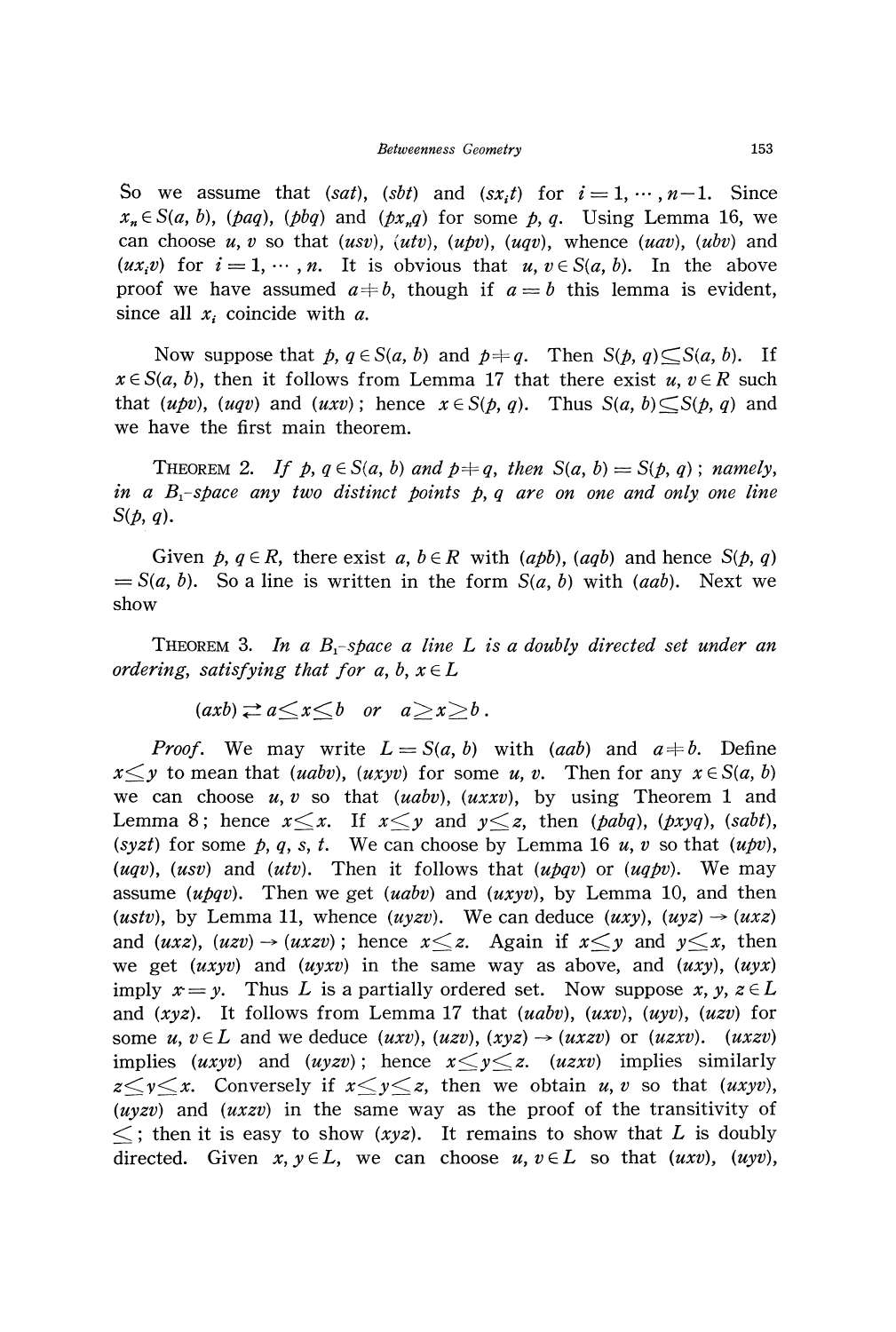So we assume that $(sat)$, $(sbt)$ and $(sx_it)$ for $i=1, \cdots, n-1$. Since $x_n \in S(a, b)$, $(paq)$, $(pbq)$ and $(px_nq)$ for some $p$, $q$. Using Lemma 16, we can choose $u$, $v$ so that $(usv)$, $(utv)$, $(upv)$, $(uqv)$, whence $(uav)$, $(ubv)$ and $(ux_iv)$ for $i=1, \cdots, n$. It is obvious that $u, v \in S(a, b)$. In the above proof we have assumed $a \neq b$, though if $a=b$ this lemma is evident, since all $x_i$ coincide with $a$.

Now suppose that $p, q \in S(a, b)$ and $p \neq q$. Then $S(p, q) \subseteq S(a, b)$. If $x \in S(a, b)$, then it follows from Lemma 17 that there exist $u, v \in R$ such that $(upv)$, $(uqv)$ and $(uxv)$; hence $x \in S(p, q)$. Thus $S(a, b) \subseteq S(p, q)$ and we have the first main theorem.

THEOREM 2. *If $p, q \in S(a, b)$ and $p \neq q$, then $S(a, b) = S(p, q)$; namely, in a $B_1$-space any two distinct points $p$, $q$ are on one and only one line $S(p, q)$.*

Given $p, q \in R$, there exist $a, b \in R$ with $(apb)$, $(aqb)$ and hence $S(p, q) = S(a, b)$. So a line is written in the form $S(a, b)$ with $(aab)$. Next we show

THEOREM 3. *In a $B_1$-space a line $L$ is a doubly directed set under an ordering, satisfying that for $a, b, x \in L$*

$$(axb) \rightleftarrows a \leq x \leq b \quad \text{or} \quad a \geq x \geq b\,.$$

*Proof.* We may write $L = S(a, b)$ with $(aab)$ and $a \neq b$. Define $x \leq y$ to mean that $(uabv)$, $(uxyv)$ for some $u$, $v$. Then for any $x \in S(a, b)$ we can choose $u$, $v$ so that $(uabv)$, $(uxxv)$, by using Theorem 1 and Lemma 8; hence $x \leq x$. If $x \leq y$ and $y \leq z$, then $(pabq)$, $(pxyq)$, $(sabt)$, $(syzt)$ for some $p$, $q$, $s$, $t$. We can choose by Lemma 16 $u$, $v$ so that $(upv)$, $(uqv)$, $(usv)$ and $(utv)$. Then it follows that $(upqv)$ or $(uqpv)$. We may assume $(upqv)$. Then we get $(uabv)$ and $(uxyv)$, by Lemma 10, and then $(ustv)$, by Lemma 11, whence $(uyzv)$. We can deduce $(uxy)$, $(uyz) \to (uxz)$ and $(uxz)$, $(uzv) \to (uxzv)$; hence $x \leq z$. Again if $x \leq y$ and $y \leq x$, then we get $(uxyv)$ and $(uyxv)$ in the same way as above, and $(uxy)$, $(uyx)$ imply $x=y$. Thus $L$ is a partially ordered set. Now suppose $x, y, z \in L$ and $(xyz)$. It follows from Lemma 17 that $(uabv)$, $(uxv)$, $(uyv)$, $(uzv)$ for some $u, v \in L$ and we deduce $(uxv)$, $(uzv)$, $(xyz) \to (uxzv)$ or $(uzxv)$. $(uxzv)$ implies $(uxyv)$ and $(uyzv)$; hence $x \leq y \leq z$. $(uzxv)$ implies similarly $z \leq y \leq x$. Conversely if $x \leq y \leq z$, then we obtain $u$, $v$ so that $(uxyv)$, $(uyzv)$ and $(uxzv)$ in the same way as the proof of the transitivity of $\leq$; then it is easy to show $(xyz)$. It remains to show that $L$ is doubly directed. Given $x, y \in L$, we can choose $u, v \in L$ so that $(uxv)$, $(uyv)$,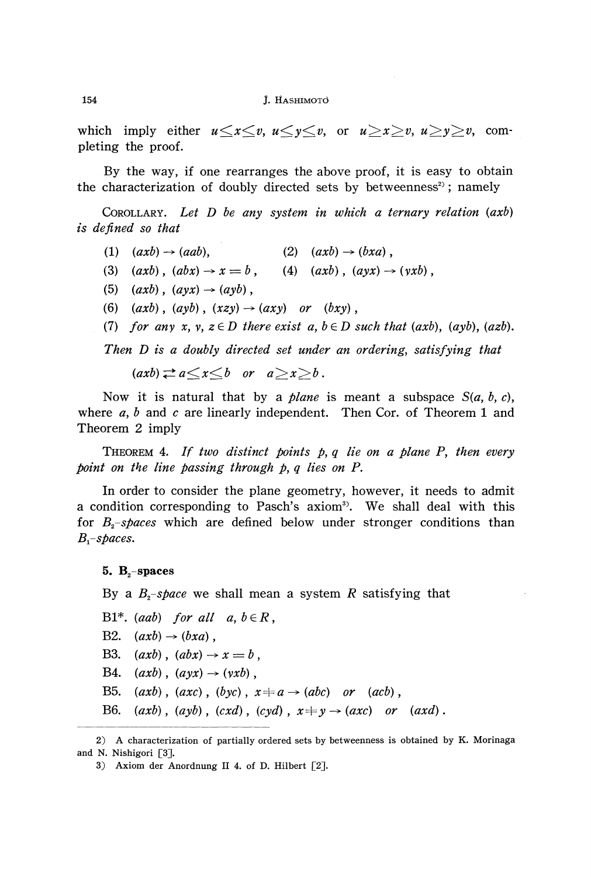which imply either $u \leq x \leq v$, $u \leq y \leq v$, or $u \geq x \geq v$, $u \geq y \geq v$, completing the proof.

By the way, if one rearranges the above proof, it is easy to obtain the characterization of doubly directed sets by betweenness[2]; namely

COROLLARY. *Let $D$ be any system in which a ternary relation $(axb)$ is defined so that*

(1) $(axb) \rightarrow (aab)$, (2) $(axb) \rightarrow (bxa)$,

(3) $(axb)$, $(abx) \rightarrow x = b$, (4) $(axb)$, $(ayx) \rightarrow (vxb)$,

(5) $(axb)$, $(ayx) \rightarrow (ayb)$,

(6) $(axb)$, $(ayb)$, $(xzy) \rightarrow (axy)$ *or* $(bxy)$,

(7) *for any* $x, v, z \in D$ *there exist* $a, b \in D$ *such that* $(axb)$, $(ayb)$, $(azb)$.

*Then $D$ is a doubly directed set under an ordering, satisfying that*

$$(axb) \rightleftarrows a \leq x \leq b \quad \text{or} \quad a \geq x \geq b\,.$$

Now it is natural that by a *plane* is meant a subspace $S(a, b, c)$, where $a$, $b$ and $c$ are linearly independent. Then Cor. of Theorem 1 and Theorem 2 imply

THEOREM 4. *If two distinct points $p$, $q$ lie on a plane $P$, then every point on the line passing through $p$, $q$ lies on $P$.*

In order to consider the plane geometry, however, it needs to admit a condition corresponding to Pasch's axiom[3]. We shall deal with this for *$B_2$-spaces* which are defined below under stronger conditions than *$B_1$-spaces*.

### 5. $B_2$-spaces

By a *$B_2$-space* we shall mean a system $R$ satisfying that

B1\*. $(aab)$ *for all* $a, b \in R$,

B2. $(axb) \rightarrow (bxa)$,

B3. $(axb)$, $(abx) \rightarrow x = b$,

B4. $(axb)$, $(ayx) \rightarrow (vxb)$,

B5. $(axb)$, $(axc)$, $(byc)$, $x \neq a \rightarrow (abc)$ *or* $(acb)$,

B6. $(axb)$, $(ayb)$, $(cxd)$, $(cyd)$, $x \neq y \rightarrow (axc)$ *or* $(axd)$.

---

2) A characterization of partially ordered sets by betweenness is obtained by K. Morinaga and N. Nishigori [3].

3) Axiom der Anordnung II 4. of D. Hilbert [2].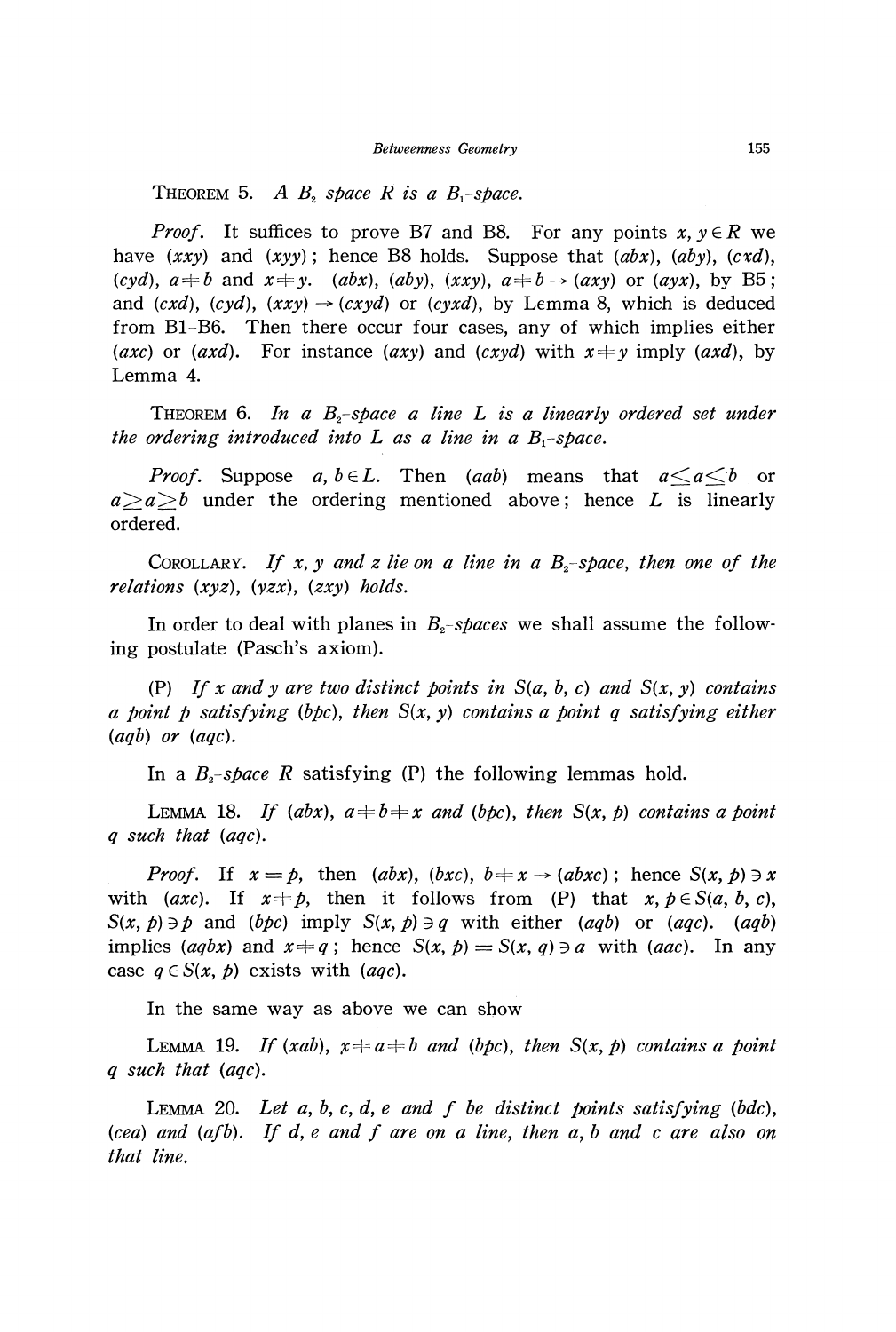THEOREM 5. *A $B_2$-space $R$ is a $B_1$-space.*

*Proof.* It suffices to prove B7 and B8. For any points $x, y \in R$ we have $(xxy)$ and $(xyy)$; hence B8 holds. Suppose that $(abx)$, $(aby)$, $(cxd)$, $(cyd)$, $a \neq b$ and $x \neq y$. $(abx)$, $(aby)$, $(xxy)$, $a \neq b \rightarrow (axy)$ or $(ayx)$, by B5; and $(cxd)$, $(cyd)$, $(xxy) \rightarrow (cxyd)$ or $(cyxd)$, by Lemma 8, which is deduced from B1–B6. Then there occur four cases, any of which implies either $(axc)$ or $(axd)$. For instance $(axy)$ and $(cxyd)$ with $x \neq y$ imply $(axd)$, by Lemma 4.

THEOREM 6. *In a $B_2$-space a line $L$ is a linearly ordered set under the ordering introduced into $L$ as a line in a $B_1$-space.*

*Proof.* Suppose $a, b \in L$. Then $(aab)$ means that $a \leq a \leq b$ or $a \geq a \geq b$ under the ordering mentioned above; hence $L$ is linearly ordered.

COROLLARY. *If $x$, $y$ and $z$ lie on a line in a $B_2$-space, then one of the relations $(xyz)$, $(yzx)$, $(zxy)$ holds.*

In order to deal with planes in *$B_2$-spaces* we shall assume the following postulate (Pasch's axiom).

(P) *If $x$ and $y$ are two distinct points in $S(a, b, c)$ and $S(x, y)$ contains a point $p$ satisfying $(bpc)$, then $S(x, y)$ contains a point $q$ satisfying either $(aqb)$ or $(aqc)$.*

In a $B_2$-space $R$ satisfying (P) the following lemmas hold.

LEMMA 18. *If $(abx)$, $a \neq b \neq x$ and $(bpc)$, then $S(x, p)$ contains a point $q$ such that $(aqc)$.*

*Proof.* If $x = p$, then $(abx)$, $(bxc)$, $b \neq x \rightarrow (abxc)$; hence $S(x, p) \ni x$ with $(axc)$. If $x \neq p$, then it follows from (P) that $x, p \in S(a, b, c)$, $S(x, p) \ni p$ and $(bpc)$ imply $S(x, p) \ni q$ with either $(aqb)$ or $(aqc)$. $(aqb)$ implies $(aqbx)$ and $x \neq q$; hence $S(x, p) = S(x, q) \ni a$ with $(aac)$. In any case $q \in S(x, p)$ exists with $(aqc)$.

In the same way as above we can show

LEMMA 19. *If $(xab)$, $x \neq a \neq b$ and $(bpc)$, then $S(x, p)$ contains a point $q$ such that $(aqc)$.*

LEMMA 20. *Let $a$, $b$, $c$, $d$, $e$ and $f$ be distinct points satisfying $(bdc)$, $(cea)$ and $(afb)$. If $d$, $e$ and $f$ are on a line, then $a$, $b$ and $c$ are also on that line.*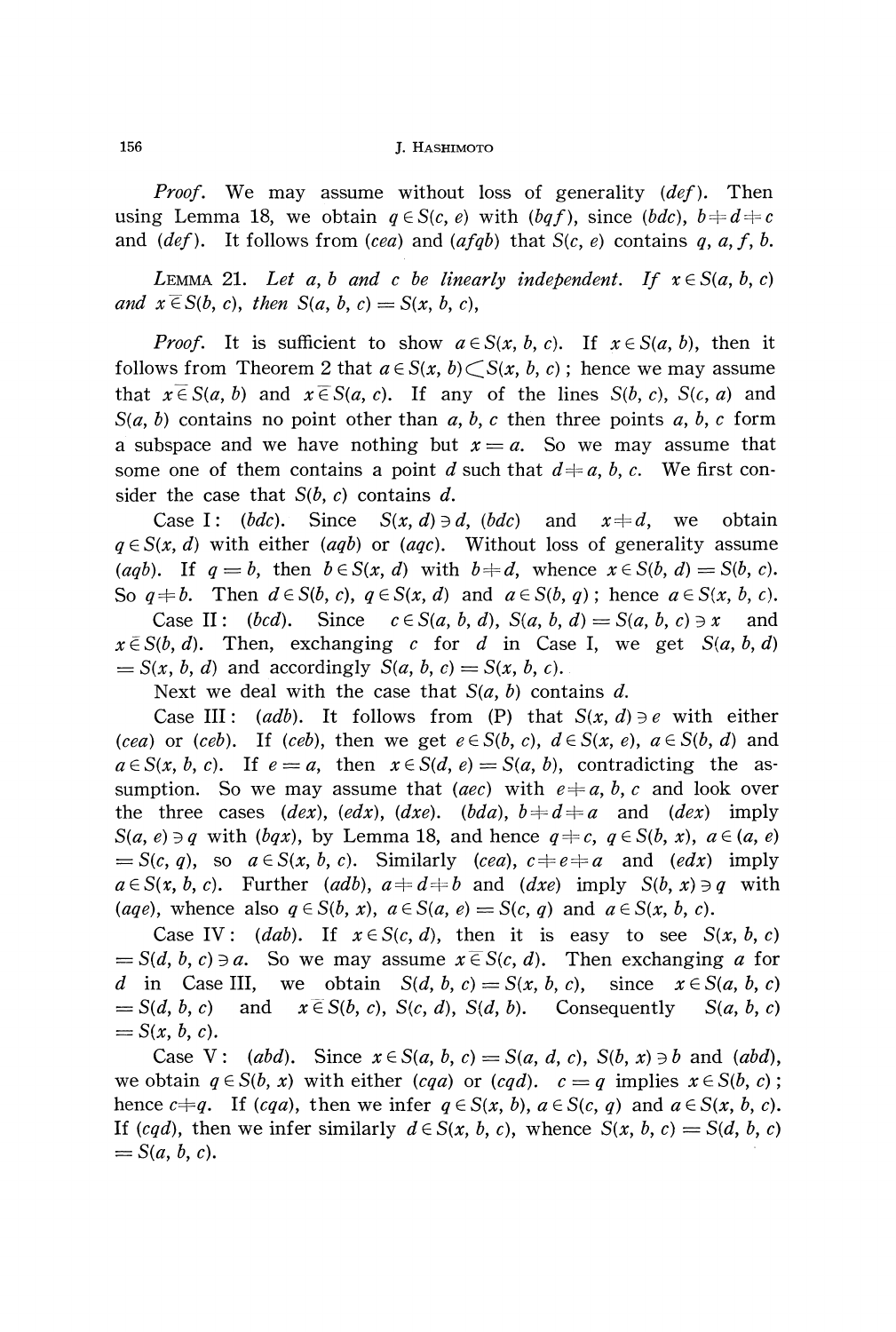*Proof*. We may assume without loss of generality $(def)$. Then using Lemma 18, we obtain $q \in S(c, e)$ with $(bqf)$, since $(bdc)$, $b \neq d \neq c$ and $(def)$. It follows from $(cea)$ and $(afqb)$ that $S(c, e)$ contains $q, a, f, b$.

LEMMA 21. *Let $a$, $b$ and $c$ be linearly independent. If $x \in S(a, b, c)$ and $x \bar{\in} S(b, c)$, then $S(a, b, c) = S(x, b, c)$,*

*Proof*. It is sufficient to show $a \in S(x, b, c)$. If $x \in S(a, b)$, then it follows from Theorem 2 that $a \in S(x, b) \subset S(x, b, c)$; hence we may assume that $x \bar{\in} S(a, b)$ and $x \bar{\in} S(a, c)$. If any of the lines $S(b, c)$, $S(c, a)$ and $S(a, b)$ contains no point other than $a, b, c$ then three points $a, b, c$ form a subspace and we have nothing but $x = a$. So we may assume that some one of them contains a point $d$ such that $d \neq a, b, c$. We first consider the case that $S(b, c)$ contains $d$.

Case I: $(bdc)$. Since $S(x, d) \ni d$, $(bdc)$ and $x \neq d$, we obtain $q \in S(x, d)$ with either $(aqb)$ or $(aqc)$. Without loss of generality assume $(aqb)$. If $q = b$, then $b \in S(x, d)$ with $b \neq d$, whence $x \in S(b, d) = S(b, c)$. So $q \neq b$. Then $d \in S(b, c)$, $q \in S(x, d)$ and $a \in S(b, q)$; hence $a \in S(x, b, c)$.

Case II: $(bcd)$. Since $c \in S(a, b, d)$, $S(a, b, d) = S(a, b, c) \ni x$ and $x \bar{\in} S(b, d)$. Then, exchanging $c$ for $d$ in Case I, we get $S(a, b, d) = S(x, b, d)$ and accordingly $S(a, b, c) = S(x, b, c)$.

Next we deal with the case that $S(a, b)$ contains $d$.

Case III: $(adb)$. It follows from (P) that $S(x, d) \ni e$ with either $(cea)$ or $(ceb)$. If $(ceb)$, then we get $e \in S(b, c)$, $d \in S(x, e)$, $a \in S(b, d)$ and $a \in S(x, b, c)$. If $e = a$, then $x \in S(d, e) = S(a, b)$, contradicting the assumption. So we may assume that $(aec)$ with $e \neq a, b, c$ and look over the three cases $(dex)$, $(edx)$, $(dxe)$. $(bda)$, $b \neq d \neq a$ and $(dex)$ imply $S(a, e) \ni q$ with $(bqx)$, by Lemma 18, and hence $q \neq c$, $q \in S(b, x)$, $a \in (a, e) = S(c, q)$, so $a \in S(x, b, c)$. Similarly $(cea)$, $c \neq e \neq a$ and $(edx)$ imply $a \in S(x, b, c)$. Further $(adb)$, $a \neq d \neq b$ and $(dxe)$ imply $S(b, x) \ni q$ with $(aqe)$, whence also $q \in S(b, x)$, $a \in S(a, e) = S(c, q)$ and $a \in S(x, b, c)$.

Case IV: $(dab)$. If $x \in S(c, d)$, then it is easy to see $S(x, b, c) = S(d, b, c) \ni a$. So we may assume $x \bar{\in} S(c, d)$. Then exchanging $a$ for $d$ in Case III, we obtain $S(d, b, c) = S(x, b, c)$, since $x \in S(a, b, c) = S(d, b, c)$ and $x \bar{\in} S(b, c)$, $S(c, d)$, $S(d, b)$. Consequently $S(a, b, c) = S(x, b, c)$.

Case V: $(abd)$. Since $x \in S(a, b, c) = S(a, d, c)$, $S(b, x) \ni b$ and $(abd)$, we obtain $q \in S(b, x)$ with either $(cqa)$ or $(cqd)$. $c = q$ implies $x \in S(b, c)$; hence $c \neq q$. If $(cqa)$, then we infer $q \in S(x, b)$, $a \in S(c, q)$ and $a \in S(x, b, c)$. If $(cqd)$, then we infer similarly $d \in S(x, b, c)$, whence $S(x, b, c) = S(d, b, c) = S(a, b, c)$.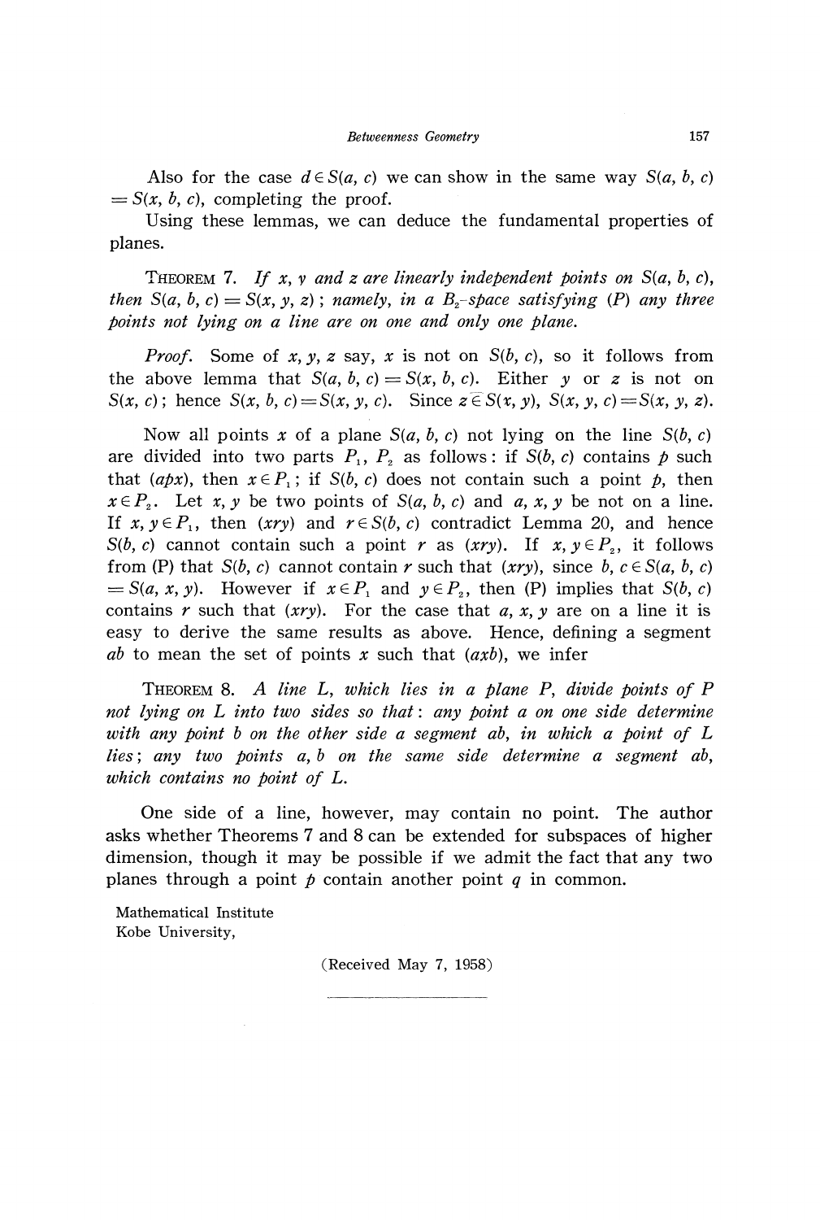Also for the case $d \in S(a, c)$ we can show in the same way $S(a, b, c) = S(x, b, c)$, completing the proof.

Using these lemmas, we can deduce the fundamental properties of planes.

THEOREM 7. *If $x, y$ and $z$ are linearly independent points on $S(a, b, c)$, then $S(a, b, c) = S(x, y, z)$; namely, in a $B_2$-space satisfying (P) any three points not lying on a line are on one and only one plane.*

*Proof.* Some of $x, y, z$ say, $x$ is not on $S(b, c)$, so it follows from the above lemma that $S(a, b, c) = S(x, b, c)$. Either $y$ or $z$ is not on $S(x, c)$; hence $S(x, b, c) = S(x, y, c)$. Since $z \bar{\in} S(x, y)$, $S(x, y, c) = S(x, y, z)$.

Now all points $x$ of a plane $S(a, b, c)$ not lying on the line $S(b, c)$ are divided into two parts $P_1$, $P_2$ as follows: if $S(b, c)$ contains $p$ such that $(apx)$, then $x \in P_1$; if $S(b, c)$ does not contain such a point $p$, then $x \in P_2$. Let $x, y$ be two points of $S(a, b, c)$ and $a, x, y$ be not on a line. If $x, y \in P_1$, then $(xry)$ and $r \in S(b, c)$ contradict Lemma 20, and hence $S(b, c)$ cannot contain such a point $r$ as $(xry)$. If $x, y \in P_2$, it follows from (P) that $S(b, c)$ cannot contain $r$ such that $(xry)$, since $b, c \in S(a, b, c) = S(a, x, y)$. However if $x \in P_1$ and $y \in P_2$, then (P) implies that $S(b, c)$ contains $r$ such that $(xry)$. For the case that $a, x, y$ are on a line it is easy to derive the same results as above. Hence, defining a segment $ab$ to mean the set of points $x$ such that $(axb)$, we infer

THEOREM 8. *A line $L$, which lies in a plane $P$, divide points of $P$ not lying on $L$ into two sides so that: any point $a$ on one side determine with any point $b$ on the other side a segment $ab$, in which a point of $L$ lies; any two points $a, b$ on the same side determine a segment $ab$, which contains no point of $L$.*

One side of a line, however, may contain no point. The author asks whether Theorems 7 and 8 can be extended for subspaces of higher dimension, though it may be possible if we admit the fact that any two planes through a point $p$ contain another point $q$ in common.

Mathematical Institute
Kobe University,

(Received May 7, 1958)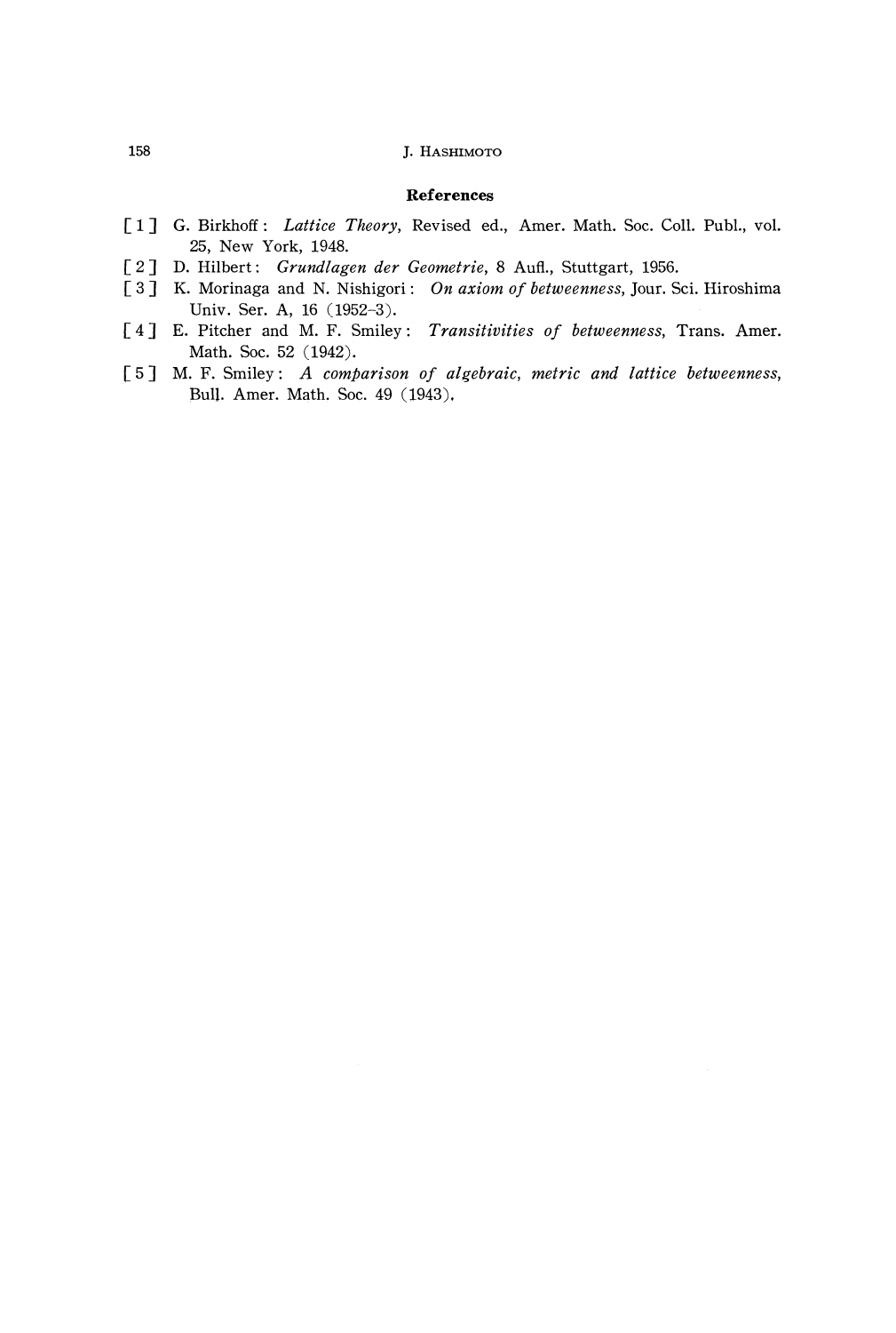## References

[1] G. Birkhoff: *Lattice Theory*, Revised ed., Amer. Math. Soc. Coll. Publ., vol. 25, New York, 1948.

[2] D. Hilbert: *Grundlagen der Geometrie*, 8 Aufl., Stuttgart, 1956.

[3] K. Morinaga and N. Nishigori: *On axiom of betweenness*, Jour. Sci. Hiroshima Univ. Ser. A, 16 (1952–3).

[4] E. Pitcher and M. F. Smiley: *Transitivities of betweenness*, Trans. Amer. Math. Soc. 52 (1942).

[5] M. F. Smiley: *A comparison of algebraic, metric and lattice betweenness*, Bull. Amer. Math. Soc. 49 (1943).